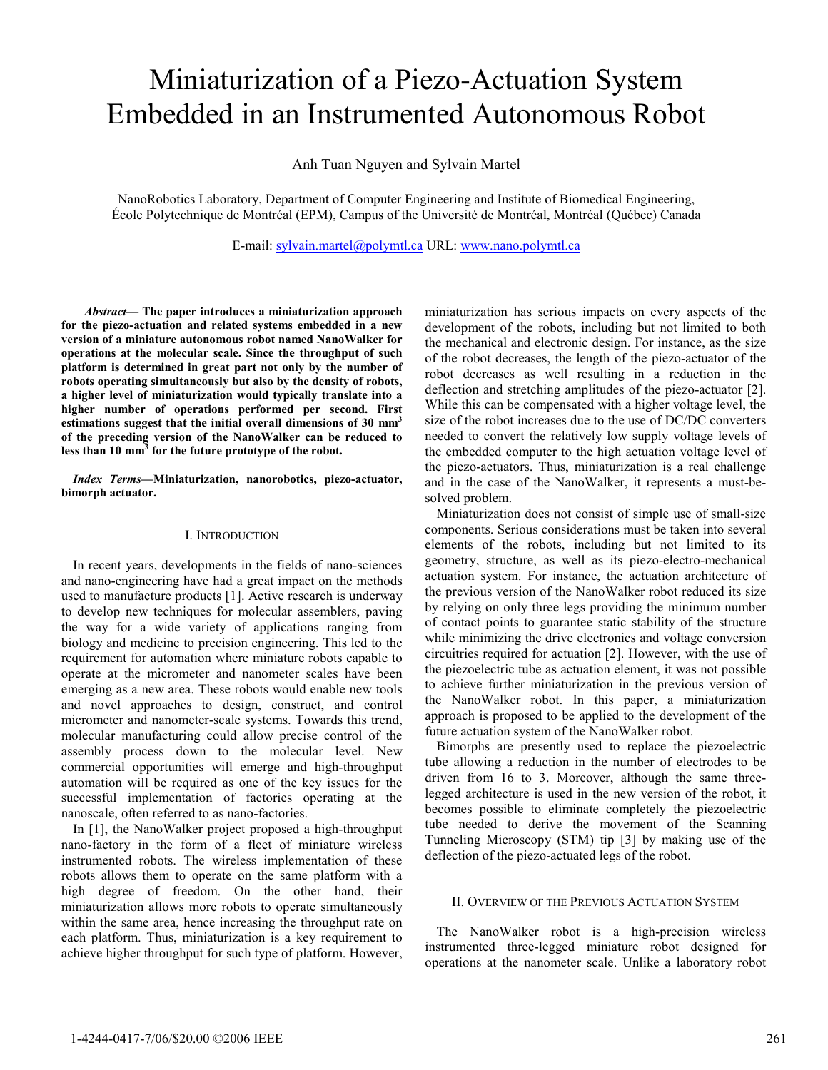# Miniaturization of a Piezo-Actuation System Embedded in an Instrumented Autonomous Robot

Anh Tuan Nguyen and Sylvain Martel

NanoRobotics Laboratory, Department of Computer Engineering and Institute of Biomedical Engineering, École Polytechnique de Montréal (EPM), Campus of the Université de Montréal, Montréal (Québec) Canada

E-mail: sylvain.martel@polymtl.ca URL: www.nano.polymtl.ca

***Abstract*— The paper introduces a miniaturization approach for the piezo-actuation and related systems embedded in a new version of a miniature autonomous robot named NanoWalker for operations at the molecular scale. Since the throughput of such platform is determined in great part not only by the number of robots operating simultaneously but also by the density of robots, a higher level of miniaturization would typically translate into a higher number of operations performed per second. First estimations suggest that the initial overall dimensions of 30 mm$^3$ of the preceding version of the NanoWalker can be reduced to less than 10 mm$^3$ for the future prototype of the robot.**

***Index Terms*—Miniaturization, nanorobotics, piezo-actuator, bimorph actuator.**

## I. Introduction

In recent years, developments in the fields of nano-sciences and nano-engineering have had a great impact on the methods used to manufacture products [1]. Active research is underway to develop new techniques for molecular assemblers, paving the way for a wide variety of applications ranging from biology and medicine to precision engineering. This led to the requirement for automation where miniature robots capable to operate at the micrometer and nanometer scales have been emerging as a new area. These robots would enable new tools and novel approaches to design, construct, and control micrometer and nanometer-scale systems. Towards this trend, molecular manufacturing could allow precise control of the assembly process down to the molecular level. New commercial opportunities will emerge and high-throughput automation will be required as one of the key issues for the successful implementation of factories operating at the nanoscale, often referred to as nano-factories.

In [1], the NanoWalker project proposed a high-throughput nano-factory in the form of a fleet of miniature wireless instrumented robots. The wireless implementation of these robots allows them to operate on the same platform with a high degree of freedom. On the other hand, their miniaturization allows more robots to operate simultaneously within the same area, hence increasing the throughput rate on each platform. Thus, miniaturization is a key requirement to achieve higher throughput for such type of platform. However, miniaturization has serious impacts on every aspects of the development of the robots, including but not limited to both the mechanical and electronic design. For instance, as the size of the robot decreases, the length of the piezo-actuator of the robot decreases as well resulting in a reduction in the deflection and stretching amplitudes of the piezo-actuator [2]. While this can be compensated with a higher voltage level, the size of the robot increases due to the use of DC/DC converters needed to convert the relatively low supply voltage levels of the embedded computer to the high actuation voltage level of the piezo-actuators. Thus, miniaturization is a real challenge and in the case of the NanoWalker, it represents a must-be-solved problem.

Miniaturization does not consist of simple use of small-size components. Serious considerations must be taken into several elements of the robots, including but not limited to its geometry, structure, as well as its piezo-electro-mechanical actuation system. For instance, the actuation architecture of the previous version of the NanoWalker robot reduced its size by relying on only three legs providing the minimum number of contact points to guarantee static stability of the structure while minimizing the drive electronics and voltage conversion circuitries required for actuation [2]. However, with the use of the piezoelectric tube as actuation element, it was not possible to achieve further miniaturization in the previous version of the NanoWalker robot. In this paper, a miniaturization approach is proposed to be applied to the development of the future actuation system of the NanoWalker robot.

Bimorphs are presently used to replace the piezoelectric tube allowing a reduction in the number of electrodes to be driven from 16 to 3. Moreover, although the same three-legged architecture is used in the new version of the robot, it becomes possible to eliminate completely the piezoelectric tube needed to derive the movement of the Scanning Tunneling Microscopy (STM) tip [3] by making use of the deflection of the piezo-actuated legs of the robot.

## II. Overview of the Previous Actuation System

The NanoWalker robot is a high-precision wireless instrumented three-legged miniature robot designed for operations at the nanometer scale. Unlike a laboratory robot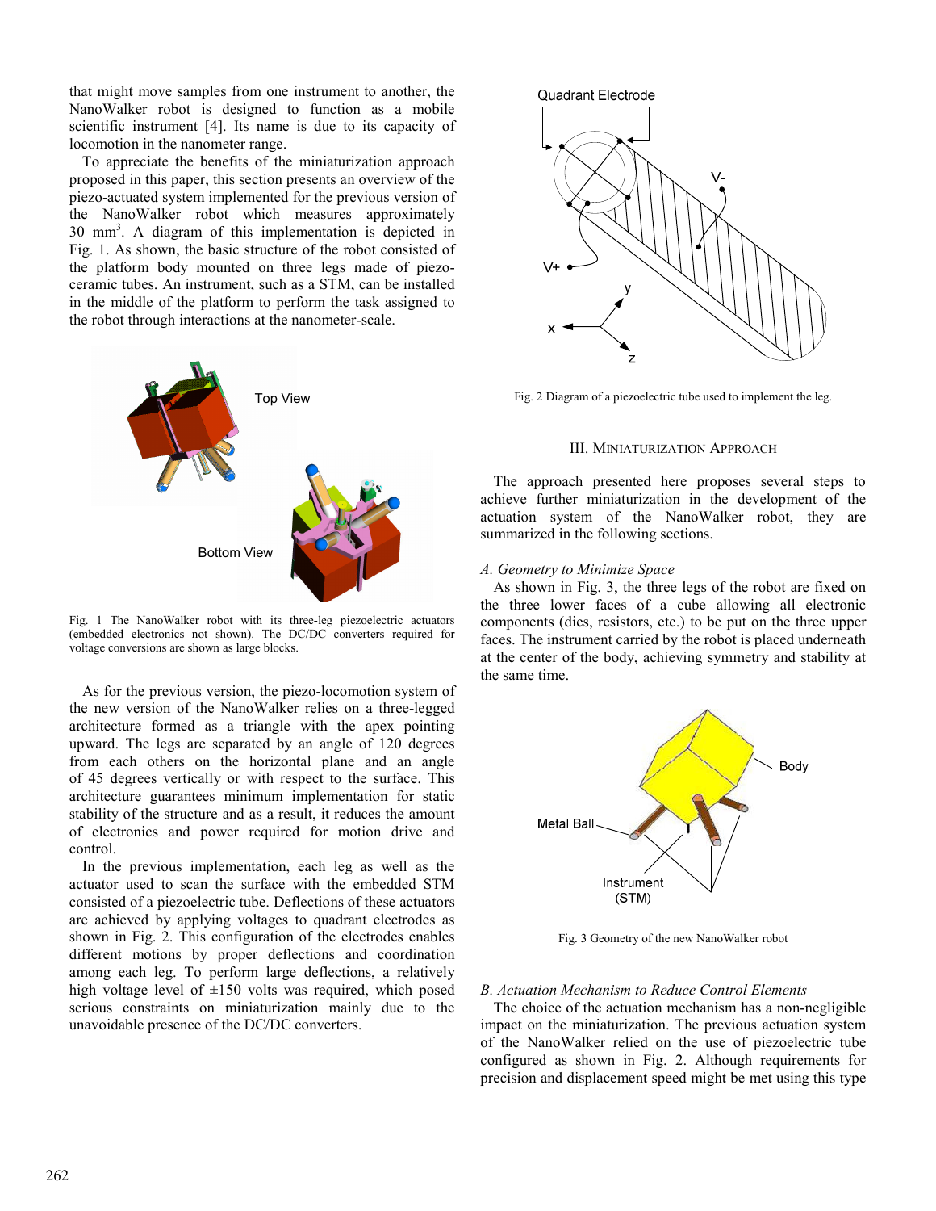that might move samples from one instrument to another, the NanoWalker robot is designed to function as a mobile scientific instrument [4]. Its name is due to its capacity of locomotion in the nanometer range.

To appreciate the benefits of the miniaturization approach proposed in this paper, this section presents an overview of the piezo-actuated system implemented for the previous version of the NanoWalker robot which measures approximately 30 mm$^3$. A diagram of this implementation is depicted in Fig. 1. As shown, the basic structure of the robot consisted of the platform body mounted on three legs made of piezo-ceramic tubes. An instrument, such as a STM, can be installed in the middle of the platform to perform the task assigned to the robot through interactions at the nanometer-scale.

Fig. 1 The NanoWalker robot with its three-leg piezoelectric actuators (embedded electronics not shown). The DC/DC converters required for voltage conversions are shown as large blocks.

As for the previous version, the piezo-locomotion system of the new version of the NanoWalker relies on a three-legged architecture formed as a triangle with the apex pointing upward. The legs are separated by an angle of 120 degrees from each others on the horizontal plane and an angle of 45 degrees vertically or with respect to the surface. This architecture guarantees minimum implementation for static stability of the structure and as a result, it reduces the amount of electronics and power required for motion drive and control.

In the previous implementation, each leg as well as the actuator used to scan the surface with the embedded STM consisted of a piezoelectric tube. Deflections of these actuators are achieved by applying voltages to quadrant electrodes as shown in Fig. 2. This configuration of the electrodes enables different motions by proper deflections and coordination among each leg. To perform large deflections, a relatively high voltage level of ±150 volts was required, which posed serious constraints on miniaturization mainly due to the unavoidable presence of the DC/DC converters.

Fig. 2 Diagram of a piezoelectric tube used to implement the leg.

## III. Miniaturization Approach

The approach presented here proposes several steps to achieve further miniaturization in the development of the actuation system of the NanoWalker robot, they are summarized in the following sections.

### A. Geometry to Minimize Space

As shown in Fig. 3, the three legs of the robot are fixed on the three lower faces of a cube allowing all electronic components (dies, resistors, etc.) to be put on the three upper faces. The instrument carried by the robot is placed underneath at the center of the body, achieving symmetry and stability at the same time.

Fig. 3 Geometry of the new NanoWalker robot

### B. Actuation Mechanism to Reduce Control Elements

The choice of the actuation mechanism has a non-negligible impact on the miniaturization. The previous actuation system of the NanoWalker relied on the use of piezoelectric tube configured as shown in Fig. 2. Although requirements for precision and displacement speed might be met using this type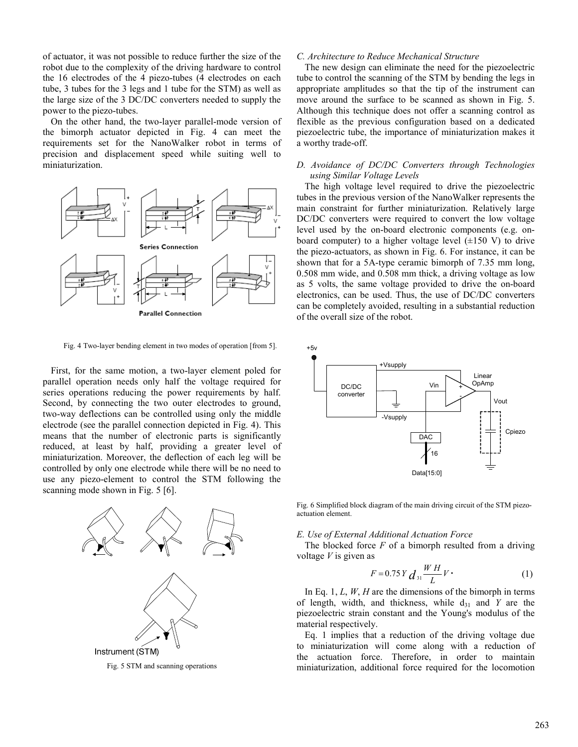of actuator, it was not possible to reduce further the size of the robot due to the complexity of the driving hardware to control the 16 electrodes of the 4 piezo-tubes (4 electrodes on each tube, 3 tubes for the 3 legs and 1 tube for the STM) as well as the large size of the 3 DC/DC converters needed to supply the power to the piezo-tubes.

On the other hand, the two-layer parallel-mode version of the bimorph actuator depicted in Fig. 4 can meet the requirements set for the NanoWalker robot in terms of precision and displacement speed while suiting well to miniaturization.

Fig. 4 Two-layer bending element in two modes of operation [from 5].

First, for the same motion, a two-layer element poled for parallel operation needs only half the voltage required for series operations reducing the power requirements by half. Second, by connecting the two outer electrodes to ground, two-way deflections can be controlled using only the middle electrode (see the parallel connection depicted in Fig. 4). This means that the number of electronic parts is significantly reduced, at least by half, providing a greater level of miniaturization. Moreover, the deflection of each leg will be controlled by only one electrode while there will be no need to use any piezo-element to control the STM following the scanning mode shown in Fig. 5 [6].

Fig. 5 STM and scanning operations

### C. Architecture to Reduce Mechanical Structure

The new design can eliminate the need for the piezoelectric tube to control the scanning of the STM by bending the legs in appropriate amplitudes so that the tip of the instrument can move around the surface to be scanned as shown in Fig. 5. Although this technique does not offer a scanning control as flexible as the previous configuration based on a dedicated piezoelectric tube, the importance of miniaturization makes it a worthy trade-off.

### D. Avoidance of DC/DC Converters through Technologies using Similar Voltage Levels

The high voltage level required to drive the piezoelectric tubes in the previous version of the NanoWalker represents the main constraint for further miniaturization. Relatively large DC/DC converters were required to convert the low voltage level used by the on-board electronic components (e.g. on-board computer) to a higher voltage level (±150 V) to drive the piezo-actuators, as shown in Fig. 6. For instance, it can be shown that for a 5A-type ceramic bimorph of 7.35 mm long, 0.508 mm wide, and 0.508 mm thick, a driving voltage as low as 5 volts, the same voltage provided to drive the on-board electronics, can be used. Thus, the use of DC/DC converters can be completely avoided, resulting in a substantial reduction of the overall size of the robot.

Fig. 6 Simplified block diagram of the main driving circuit of the STM piezo-actuation element.

### E. Use of External Additional Actuation Force

The blocked force $F$ of a bimorph resulted from a driving voltage $V$ is given as

$$F = 0.75\, Y\, d_{31} \frac{W\, H}{L} V \,. \tag{1}$$

In Eq. 1, $L$, $W$, $H$ are the dimensions of the bimorph in terms of length, width, and thickness, while $d_{31}$ and $Y$ are the piezoelectric strain constant and the Young's modulus of the material respectively.

Eq. 1 implies that a reduction of the driving voltage due to miniaturization will come along with a reduction of the actuation force. Therefore, in order to maintain miniaturization, additional force required for the locomotion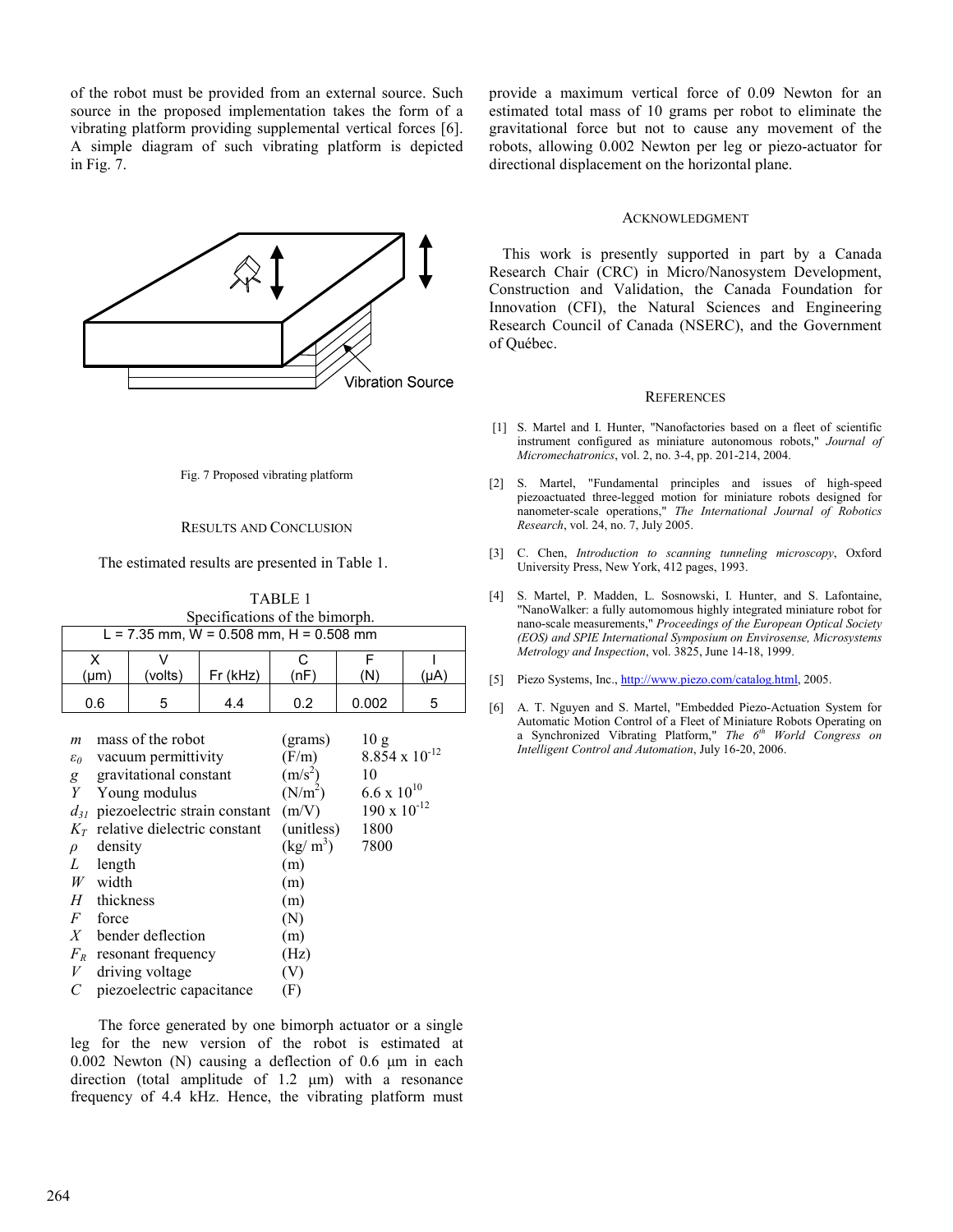of the robot must be provided from an external source. Such source in the proposed implementation takes the form of a vibrating platform providing supplemental vertical forces [6]. A simple diagram of such vibrating platform is depicted in Fig. 7.

Vibration Source

Fig. 7 Proposed vibrating platform

## RESULTS AND CONCLUSION

The estimated results are presented in Table 1.

TABLE 1
Specifications of the bimorph.

| L = 7.35 mm, W = 0.508 mm, H = 0.508 mm | | | | | |
|---|---|---|---|---|---|
| X (μm) | V (volts) | Fr (kHz) | C (nF) | F (N) | I (μA) |
| 0.6 | 5 | 4.4 | 0.2 | 0.002 | 5 |

| | | | |
|---|---|---|---|
| $m$ | mass of the robot | (grams) | 10 g |
| $\varepsilon_0$ | vacuum permittivity | (F/m) | $8.854 \times 10^{-12}$ |
| $g$ | gravitational constant | (m/s$^2$) | 10 |
| $Y$ | Young modulus | (N/m$^2$) | $6.6 \times 10^{10}$ |
| $d_{31}$ | piezoelectric strain constant | (m/V) | $190 \times 10^{-12}$ |
| $K_T$ | relative dielectric constant | (unitless) | 1800 |
| $\rho$ | density | (kg/ m$^3$) | 7800 |
| $L$ | length | (m) | |
| $W$ | width | (m) | |
| $H$ | thickness | (m) | |
| $F$ | force | (N) | |
| $X$ | bender deflection | (m) | |
| $F_R$ | resonant frequency | (Hz) | |
| $V$ | driving voltage | (V) | |
| $C$ | piezoelectric capacitance | (F) | |

The force generated by one bimorph actuator or a single leg for the new version of the robot is estimated at 0.002 Newton (N) causing a deflection of 0.6 µm in each direction (total amplitude of 1.2 µm) with a resonance frequency of 4.4 kHz. Hence, the vibrating platform must provide a maximum vertical force of 0.09 Newton for an estimated total mass of 10 grams per robot to eliminate the gravitational force but not to cause any movement of the robots, allowing 0.002 Newton per leg or piezo-actuator for directional displacement on the horizontal plane.

## ACKNOWLEDGMENT

This work is presently supported in part by a Canada Research Chair (CRC) in Micro/Nanosystem Development, Construction and Validation, the Canada Foundation for Innovation (CFI), the Natural Sciences and Engineering Research Council of Canada (NSERC), and the Government of Québec.

## REFERENCES

[1] S. Martel and I. Hunter, "Nanofactories based on a fleet of scientific instrument configured as miniature autonomous robots," *Journal of Micromechatronics*, vol. 2, no. 3-4, pp. 201-214, 2004.

[2] S. Martel, "Fundamental principles and issues of high-speed piezoactuated three-legged motion for miniature robots designed for nanometer-scale operations," *The International Journal of Robotics Research*, vol. 24, no. 7, July 2005.

[3] C. Chen, *Introduction to scanning tunneling microscopy*, Oxford University Press, New York, 412 pages, 1993.

[4] S. Martel, P. Madden, L. Sosnowski, I. Hunter, and S. Lafontaine, "NanoWalker: a fully automomous highly integrated miniature robot for nano-scale measurements," *Proceedings of the European Optical Society (EOS) and SPIE International Symposium on Envirosense, Microsystems Metrology and Inspection*, vol. 3825, June 14-18, 1999.

[5] Piezo Systems, Inc., http://www.piezo.com/catalog.html, 2005.

[6] A. T. Nguyen and S. Martel, "Embedded Piezo-Actuation System for Automatic Motion Control of a Fleet of Miniature Robots Operating on a Synchronized Vibrating Platform," *The 6th World Congress on Intelligent Control and Automation*, July 16-20, 2006.